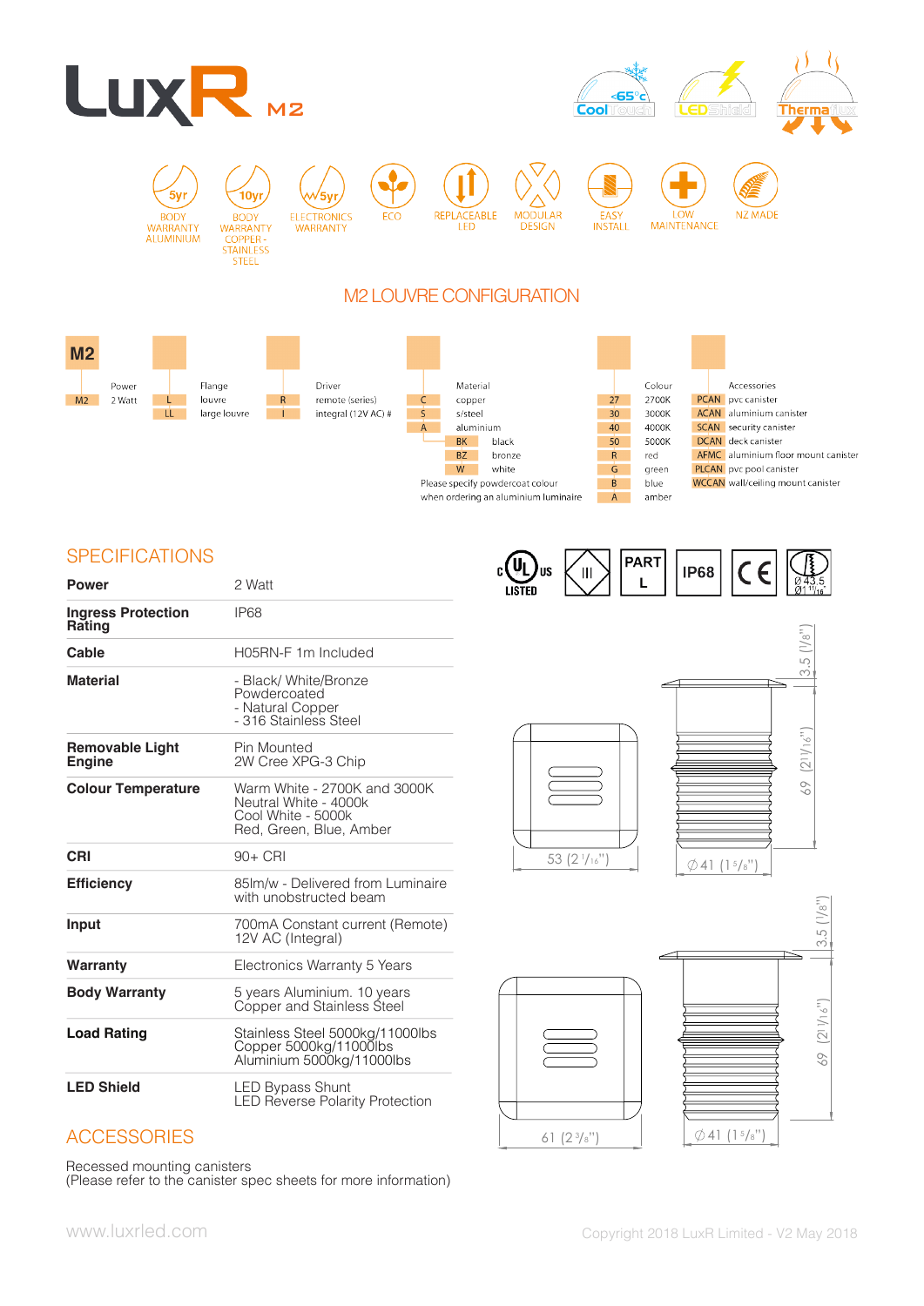# LuxR M2

CoolTouch <65°c | LEDShield | Thermaflux

5yr BODY WARRANTY ALUMINIUM | 10yr BODY WARRANTY COPPER - STAINLESS STEEL | 5yr ELECTRONICS WARRANTY | ECO | REPLACEABLE LED | MODULAR DESIGN | EASY INSTALL | LOW MAINTENANCE | NZ MADE

## M2 LOUVRE CONFIGURATION

| M2 | Power | | Flange | | Driver | | Material | | Colour | | Accessories |
|---|---|---|---|---|---|---|---|---|---|---|---|
| M2 | 2 Watt | L | louvre | R | remote (series) | C | copper | 27 | 2700K | PCAN | pvc canister |
| | | LL | large louvre | I | integral (12V AC) # | S | s/steel | 30 | 3000K | ACAN | aluminium canister |
| | | | | | | A | aluminium | 40 | 4000K | SCAN | security canister |
| | | | | | | BK | black | 50 | 5000K | DCAN | deck canister |
| | | | | | | BZ | bronze | R | red | AFMC | aluminium floor mount canister |
| | | | | | | W | white | G | green | PLCAN | pvc pool canister |
| | | | | | | | | B | blue | WCCAN | wall/ceiling mount canister |
| | | | | | | | | A | amber | | |

Please specify powdercoat colour when ordering an aluminium luminaire

## SPECIFICATIONS

| | |
|---|---|
| **Power** | 2 Watt |
| **Ingress Protection Rating** | IP68 |
| **Cable** | H05RN-F 1m Included |
| **Material** | - Black/ White/Bronze Powdercoated<br>- Natural Copper<br>- 316 Stainless Steel |
| **Removable Light Engine** | Pin Mounted<br>2W Cree XPG-3 Chip |
| **Colour Temperature** | Warm White - 2700K and 3000K<br>Neutral White - 4000k<br>Cool White - 5000k<br>Red, Green, Blue, Amber |
| **CRI** | 90+ CRI |
| **Efficiency** | 85lm/w - Delivered from Luminaire with unobstructed beam |
| **Input** | 700mA Constant current (Remote)<br>12V AC (Integral) |
| **Warranty** | Electronics Warranty 5 Years |
| **Body Warranty** | 5 years Aluminium. 10 years Copper and Stainless Steel |
| **Load Rating** | Stainless Steel 5000kg/11000lbs<br>Copper 5000kg/11000lbs<br>Aluminium 5000kg/11000lbs |
| **LED Shield** | LED Bypass Shunt<br>LED Reverse Polarity Protection |

c UL us LISTED | III | PART L | IP68 | CE | Ø 43.5 Ø 1 11/16"

Dimensions: 53 (2 1/16") | Ø 41 (1 5/8") | 3.5 (1/8") | 69 (2 11/16")

Dimensions: 61 (2 3/8") | Ø 41 (1 5/8") | 3.5 (1/8") | 69 (2 11/16")

## ACCESSORIES

Recessed mounting canisters
(Please refer to the canister spec sheets for more information)

www.luxrled.com

Copyright 2018 LuxR Limited - V2 May 2018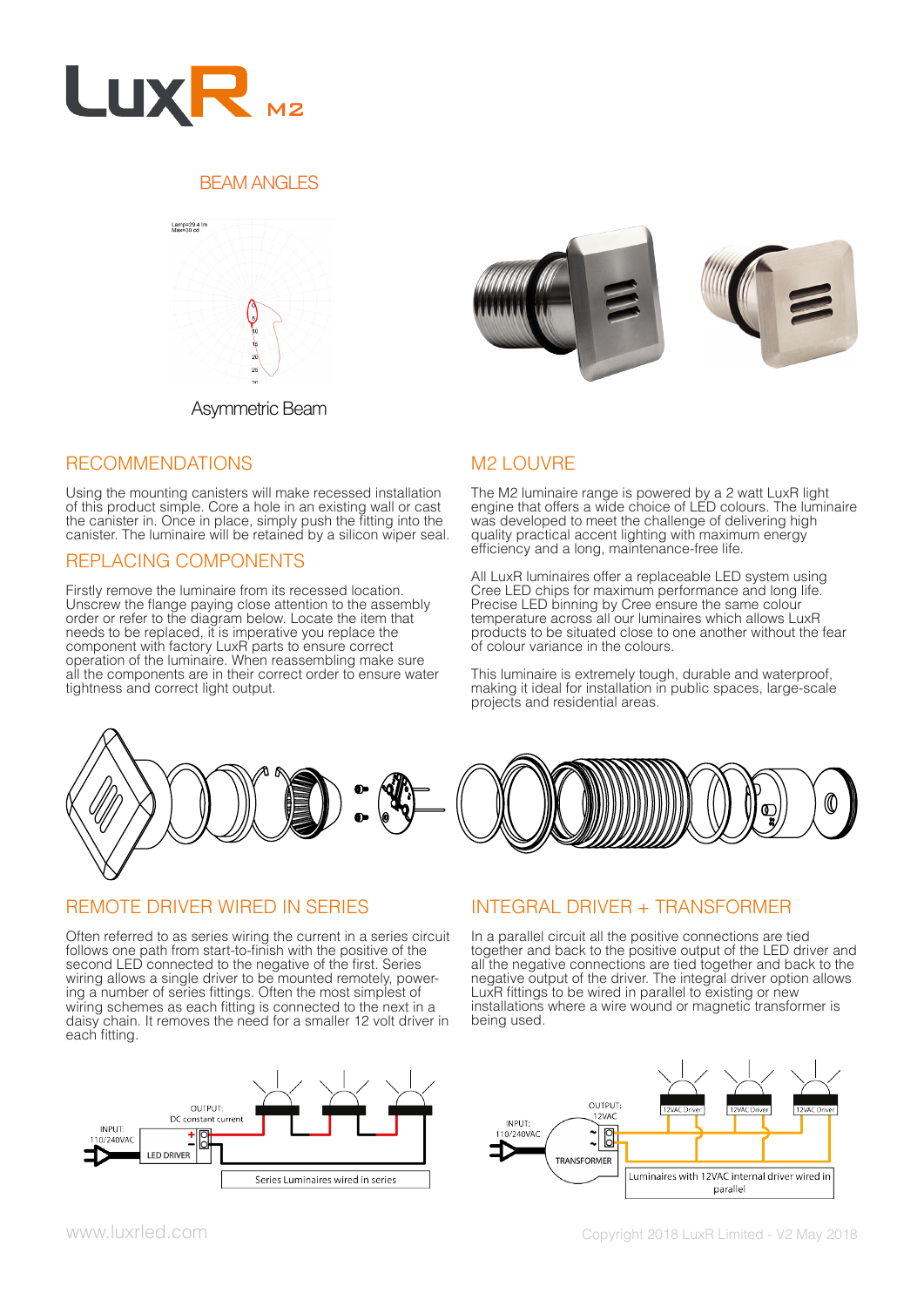# LuxR M2

## BEAM ANGLES

Lamp=29.4 lm
Max=30 cd

0
5
10
15
20
25
30

Asymmetric Beam

## RECOMMENDATIONS

Using the mounting canisters will make recessed installation of this product simple. Core a hole in an existing wall or cast the canister in. Once in place, simply push the fitting into the canister. The luminaire will be retained by a silicon wiper seal.

## REPLACING COMPONENTS

Firstly remove the luminaire from its recessed location. Unscrew the flange paying close attention to the assembly order or refer to the diagram below. Locate the item that needs to be replaced, it is imperative you replace the component with factory LuxR parts to ensure correct operation of the luminaire. When reassembling make sure all the components are in their correct order to ensure water tightness and correct light output.

## M2 LOUVRE

The M2 luminaire range is powered by a 2 watt LuxR light engine that offers a wide choice of LED colours. The luminaire was developed to meet the challenge of delivering high quality practical accent lighting with maximum energy efficiency and a long, maintenance-free life.

All LuxR luminaires offer a replaceable LED system using Cree LED chips for maximum performance and long life. Precise LED binning by Cree ensure the same colour temperature across all our luminaires which allows LuxR products to be situated close to one another without the fear of colour variance in the colours.

This luminaire is extremely tough, durable and waterproof, making it ideal for installation in public spaces, large-scale projects and residential areas.

## REMOTE DRIVER WIRED IN SERIES

Often referred to as series wiring the current in a series circuit follows one path from start-to-finish with the positive of the second LED connected to the negative of the first. Series wiring allows a single driver to be mounted remotely, powering a number of series fittings. Often the most simplest of wiring schemes as each fitting is connected to the next in a daisy chain. It removes the need for a smaller 12 volt driver in each fitting.

INPUT: 110/240VAC
OUTPUT: DC constant current
LED DRIVER
Series Luminaires wired in series

## INTEGRAL DRIVER + TRANSFORMER

In a parallel circuit all the positive connections are tied together and back to the positive output of the LED driver and all the negative connections are tied together and back to the negative output of the driver. The integral driver option allows LuxR fittings to be wired in parallel to existing or new installations where a wire wound or magnetic transformer is being used.

INPUT: 110/240VAC
OUTPUT: 12VAC
TRANSFORMER
12VAC Driver
12VAC Driver
12VAC Driver
Luminaires with 12VAC internal driver wired in parallel

www.luxrled.com

Copyright 2018 LuxR Limited - V2 May 2018